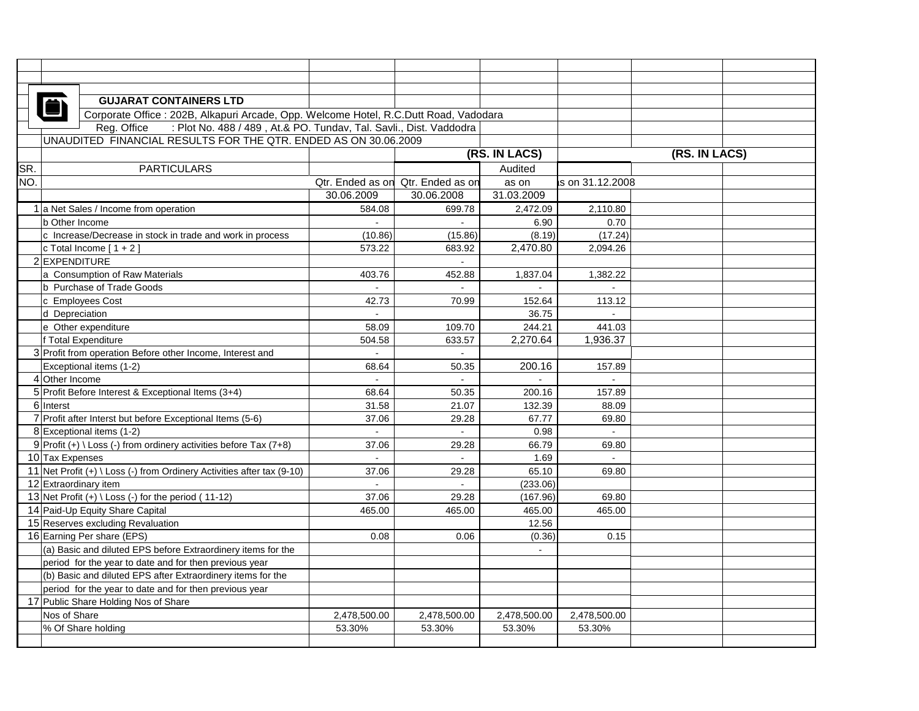**GUJARAT CONTAINERS LTD**

Corporate Office : 202B, Alkapuri Arcade, Opp. Welcome Hotel, R.C.Dutt Road, Vadodara

Reg. Office : Plot No. 488 / 489 , At.& PO. Tundav, Tal. Savli., Dist. Vaddodra

UNAUDITED FINANCIAL RESULTS FOR THE QTR. ENDED AS ON 30.06.2009

| SR. NO. | PARTICULARS | Qtr. Ended as on 30.06.2009 | Qtr. Ended as on 30.06.2008 | (RS. IN LACS) Audited as on 31.03.2009 | as on 31.12.2008 | (RS. IN LACS) | |
|---|---|---|---|---|---|---|---|
| 1 | a Net Sales / Income from operation | 584.08 | 699.78 | 2,472.09 | 2,110.80 | | |
| | b Other Income | - | - | 6.90 | 0.70 | | |
| | c Increase/Decrease in stock in trade and work in process | (10.86) | (15.86) | (8.19) | (17.24) | | |
| | c Total Income [ 1 + 2 ] | 573.22 | 683.92 | 2,470.80 | 2,094.26 | | |
| 2 | EXPENDITURE | | - | | | | |
| | a Consumption of Raw Materials | 403.76 | 452.88 | 1,837.04 | 1,382.22 | | |
| | b Purchase of Trade Goods | - | - | - | - | | |
| | c Employees Cost | 42.73 | 70.99 | 152.64 | 113.12 | | |
| | d Depreciation | - | | 36.75 | - | | |
| | e Other expenditure | 58.09 | 109.70 | 244.21 | 441.03 | | |
| | f Total Expenditure | 504.58 | 633.57 | 2,270.64 | 1,936.37 | | |
| 3 | Profit from operation Before other Income, Interest and | - | - | | | | |
| | Exceptional items (1-2) | 68.64 | 50.35 | 200.16 | 157.89 | | |
| 4 | Other Income | - | - | - | - | | |
| 5 | Profit Before Interest & Exceptional Items (3+4) | 68.64 | 50.35 | 200.16 | 157.89 | | |
| 6 | Interst | 31.58 | 21.07 | 132.39 | 88.09 | | |
| 7 | Profit after Interst but before Exceptional Items (5-6) | 37.06 | 29.28 | 67.77 | 69.80 | | |
| 8 | Exceptional items (1-2) | - | - | 0.98 | - | | |
| 9 | Profit (+) \ Loss (-) from ordinery activities before Tax (7+8) | 37.06 | 29.28 | 66.79 | 69.80 | | |
| 10 | Tax Expenses | - | - | 1.69 | - | | |
| 11 | Net Profit (+) \ Loss (-) from Ordinery Activities after tax (9-10) | 37.06 | 29.28 | 65.10 | 69.80 | | |
| 12 | Extraordinary item | - | - | (233.06) | | | |
| 13 | Net Profit (+) \ Loss (-) for the period ( 11-12) | 37.06 | 29.28 | (167.96) | 69.80 | | |
| 14 | Paid-Up Equity Share Capital | 465.00 | 465.00 | 465.00 | 465.00 | | |
| 15 | Reserves excluding Revaluation | | | 12.56 | | | |
| 16 | Earning Per share (EPS) | 0.08 | 0.06 | (0.36) | 0.15 | | |
| | (a) Basic and diluted EPS before Extraordinery items for the | | | - | | | |
| | period for the year to date and for then previous year | | | | | | |
| | (b) Basic and diluted EPS after Extraordinery items for the | | | | | | |
| | period for the year to date and for then previous year | | | | | | |
| 17 | Public Share Holding Nos of Share | | | | | | |
| | Nos of Share | 2,478,500.00 | 2,478,500.00 | 2,478,500.00 | 2,478,500.00 | | |
| | % Of Share holding | 53.30% | 53.30% | 53.30% | 53.30% | | |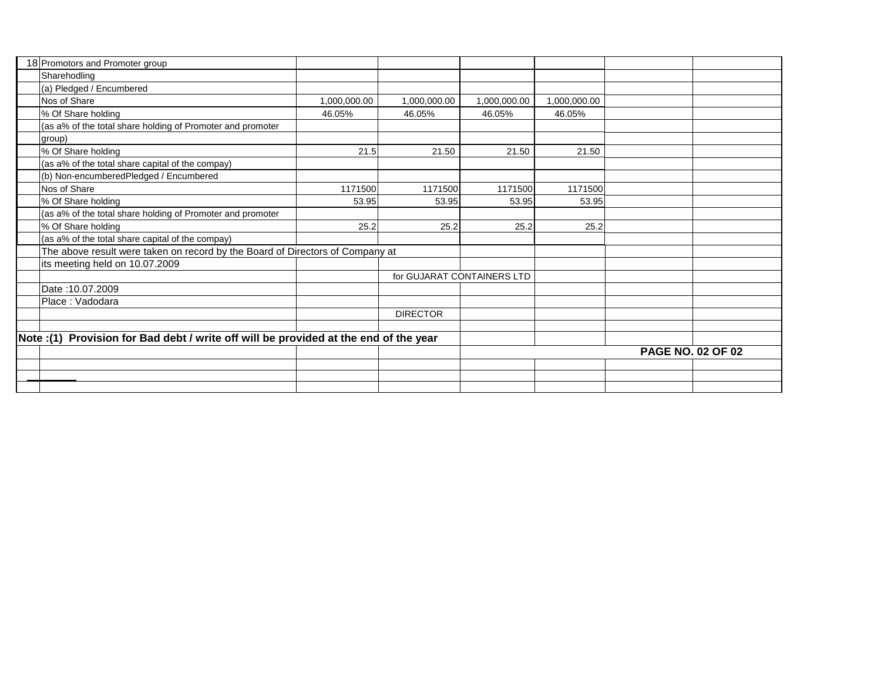| | | | | | | | |
|---|---|---|---|---|---|---|---|
| 18 | Promotors and Promoter group | | | | | | |
| | Sharehodling | | | | | | |
| | (a) Pledged / Encumbered | | | | | | |
| | Nos of Share | 1,000,000.00 | 1,000,000.00 | 1,000,000.00 | 1,000,000.00 | | |
| | % Of Share holding | 46.05% | 46.05% | 46.05% | 46.05% | | |
| | (as a% of the total share holding of Promoter and promoter group) | | | | | | |
| | % Of Share holding | 21.5 | 21.50 | 21.50 | 21.50 | | |
| | (as a% of the total share capital of the compay) | | | | | | |
| | (b) Non-encumberedPledged / Encumbered | | | | | | |
| | Nos of Share | 1171500 | 1171500 | 1171500 | 1171500 | | |
| | % Of Share holding | 53.95 | 53.95 | 53.95 | 53.95 | | |
| | (as a% of the total share holding of Promoter and promoter | | | | | | |
| | % Of Share holding | 25.2 | 25.2 | 25.2 | 25.2 | | |
| | (as a% of the total share capital of the compay) | | | | | | |

The above result were taken on record by the Board of Directors of Company at its meeting held on 10.07.2009

for GUJARAT CONTAINERS LTD

Date :10.07.2009

Place : Vadodara

DIRECTOR

**Note :(1) Provision for Bad debt / write off will be provided at the end of the year**